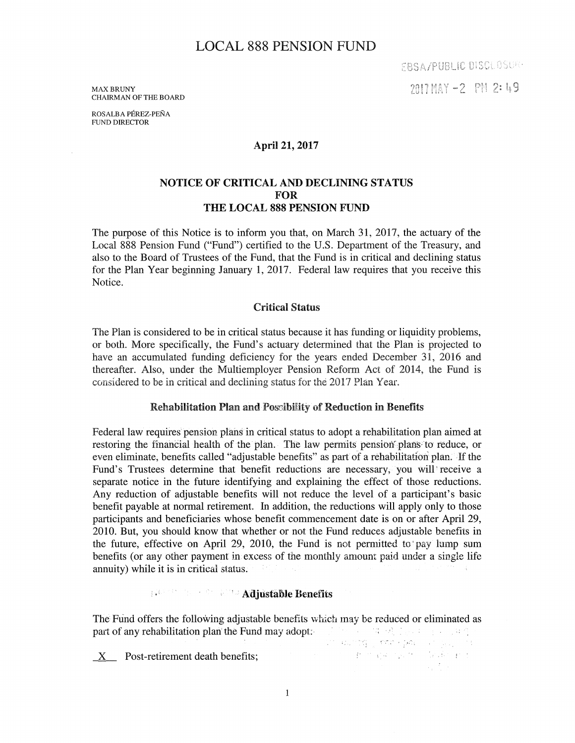# LOCAL 888 PENSION FUND

EBSA/PUBLIC DISCLOSURE

2017 MAY -2 PM 2:49

MAX BRUNY
CHAIRMAN OF THE BOARD

ROSALBA PÉREZ-PEÑA
FUND DIRECTOR

**April 21, 2017**

## NOTICE OF CRITICAL AND DECLINING STATUS FOR THE LOCAL 888 PENSION FUND

The purpose of this Notice is to inform you that, on March 31, 2017, the actuary of the Local 888 Pension Fund ("Fund") certified to the U.S. Department of the Treasury, and also to the Board of Trustees of the Fund, that the Fund is in critical and declining status for the Plan Year beginning January 1, 2017. Federal law requires that you receive this Notice.

### Critical Status

The Plan is considered to be in critical status because it has funding or liquidity problems, or both. More specifically, the Fund's actuary determined that the Plan is projected to have an accumulated funding deficiency for the years ended December 31, 2016 and thereafter. Also, under the Multiemployer Pension Reform Act of 2014, the Fund is considered to be in critical and declining status for the 2017 Plan Year.

### Rehabilitation Plan and Possibility of Reduction in Benefits

Federal law requires pension plans in critical status to adopt a rehabilitation plan aimed at restoring the financial health of the plan. The law permits pension plans to reduce, or even eliminate, benefits called "adjustable benefits" as part of a rehabilitation plan. If the Fund's Trustees determine that benefit reductions are necessary, you will receive a separate notice in the future identifying and explaining the effect of those reductions. Any reduction of adjustable benefits will not reduce the level of a participant's basic benefit payable at normal retirement. In addition, the reductions will apply only to those participants and beneficiaries whose benefit commencement date is on or after April 29, 2010. But, you should know that whether or not the Fund reduces adjustable benefits in the future, effective on April 29, 2010, the Fund is not permitted to pay lump sum benefits (or any other payment in excess of the monthly amount paid under a single life annuity) while it is in critical status.

### Adjustable Benefits

The Fund offers the following adjustable benefits which may be reduced or eliminated as part of any rehabilitation plan the Fund may adopt:

_X_ Post-retirement death benefits;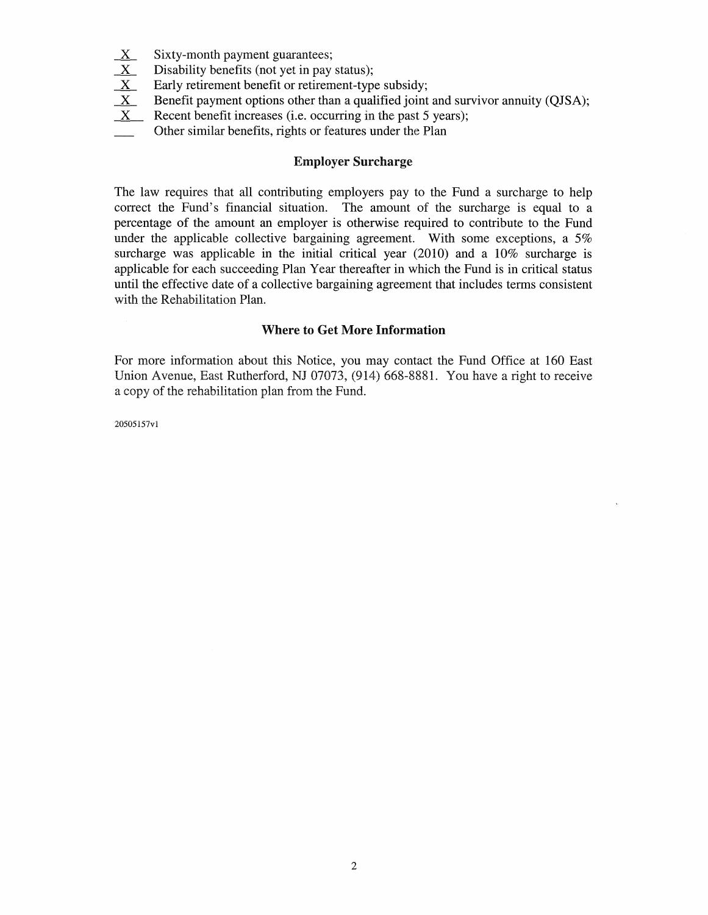X Sixty-month payment guarantees;
X Disability benefits (not yet in pay status);
X Early retirement benefit or retirement-type subsidy;
X Benefit payment options other than a qualified joint and survivor annuity (QJSA);
X Recent benefit increases (i.e. occurring in the past 5 years);
___ Other similar benefits, rights or features under the Plan

## Employer Surcharge

The law requires that all contributing employers pay to the Fund a surcharge to help correct the Fund's financial situation. The amount of the surcharge is equal to a percentage of the amount an employer is otherwise required to contribute to the Fund under the applicable collective bargaining agreement. With some exceptions, a 5% surcharge was applicable in the initial critical year (2010) and a 10% surcharge is applicable for each succeeding Plan Year thereafter in which the Fund is in critical status until the effective date of a collective bargaining agreement that includes terms consistent with the Rehabilitation Plan.

## Where to Get More Information

For more information about this Notice, you may contact the Fund Office at 160 East Union Avenue, East Rutherford, NJ 07073, (914) 668-8881. You have a right to receive a copy of the rehabilitation plan from the Fund.

20505157v1